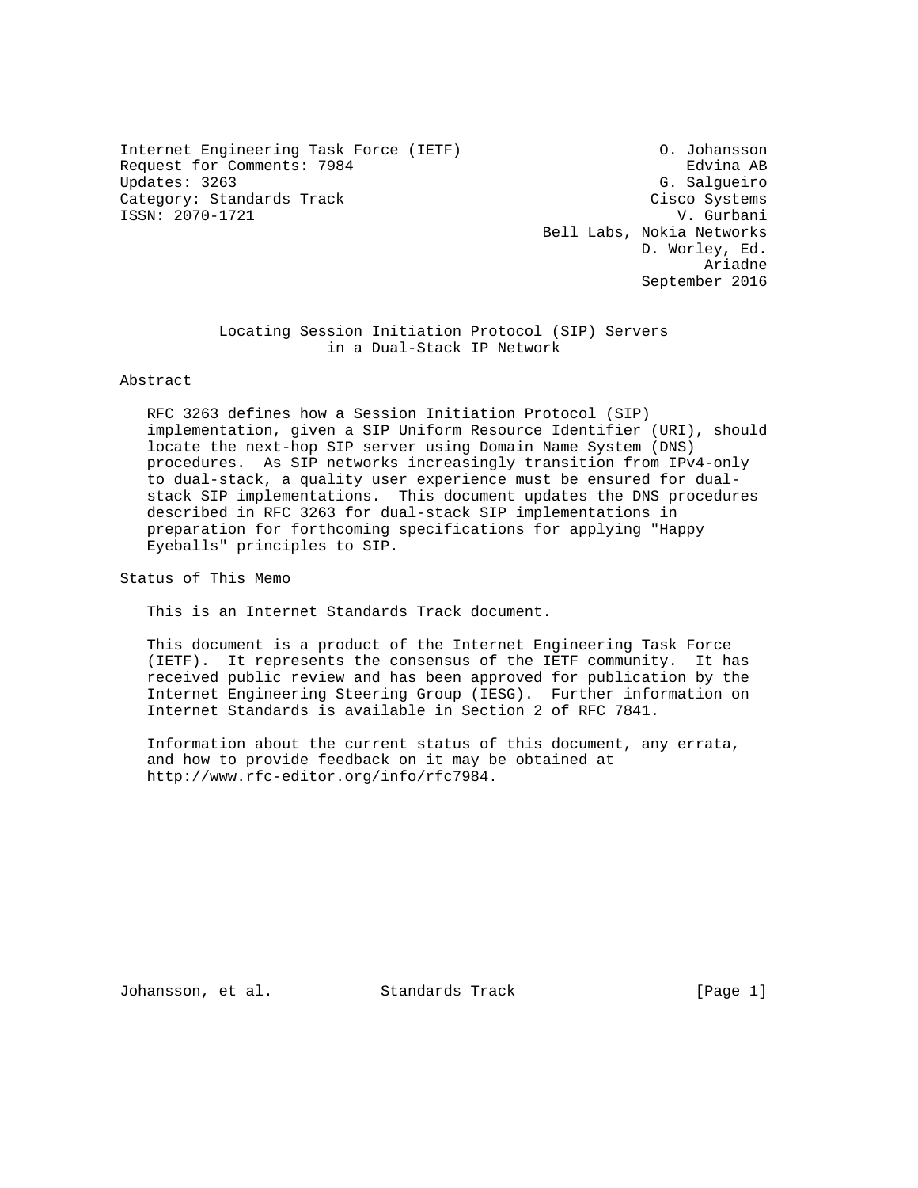Internet Engineering Task Force (IETF)
Request for Comments: 7984
Updates: 3263
Category: Standards Track
ISSN: 2070-1721

O. Johansson, Edvina AB
G. Salgueiro, Cisco Systems
V. Gurbani, Bell Labs, Nokia Networks
D. Worley, Ed., Ariadne

September 2016

# Locating Session Initiation Protocol (SIP) Servers in a Dual-Stack IP Network

## Abstract

RFC 3263 defines how a Session Initiation Protocol (SIP) implementation, given a SIP Uniform Resource Identifier (URI), should locate the next-hop SIP server using Domain Name System (DNS) procedures. As SIP networks increasingly transition from IPv4-only to dual-stack, a quality user experience must be ensured for dual-stack SIP implementations. This document updates the DNS procedures described in RFC 3263 for dual-stack SIP implementations in preparation for forthcoming specifications for applying "Happy Eyeballs" principles to SIP.

## Status of This Memo

This is an Internet Standards Track document.

This document is a product of the Internet Engineering Task Force (IETF). It represents the consensus of the IETF community. It has received public review and has been approved for publication by the Internet Engineering Steering Group (IESG). Further information on Internet Standards is available in Section 2 of RFC 7841.

Information about the current status of this document, any errata, and how to provide feedback on it may be obtained at http://www.rfc-editor.org/info/rfc7984.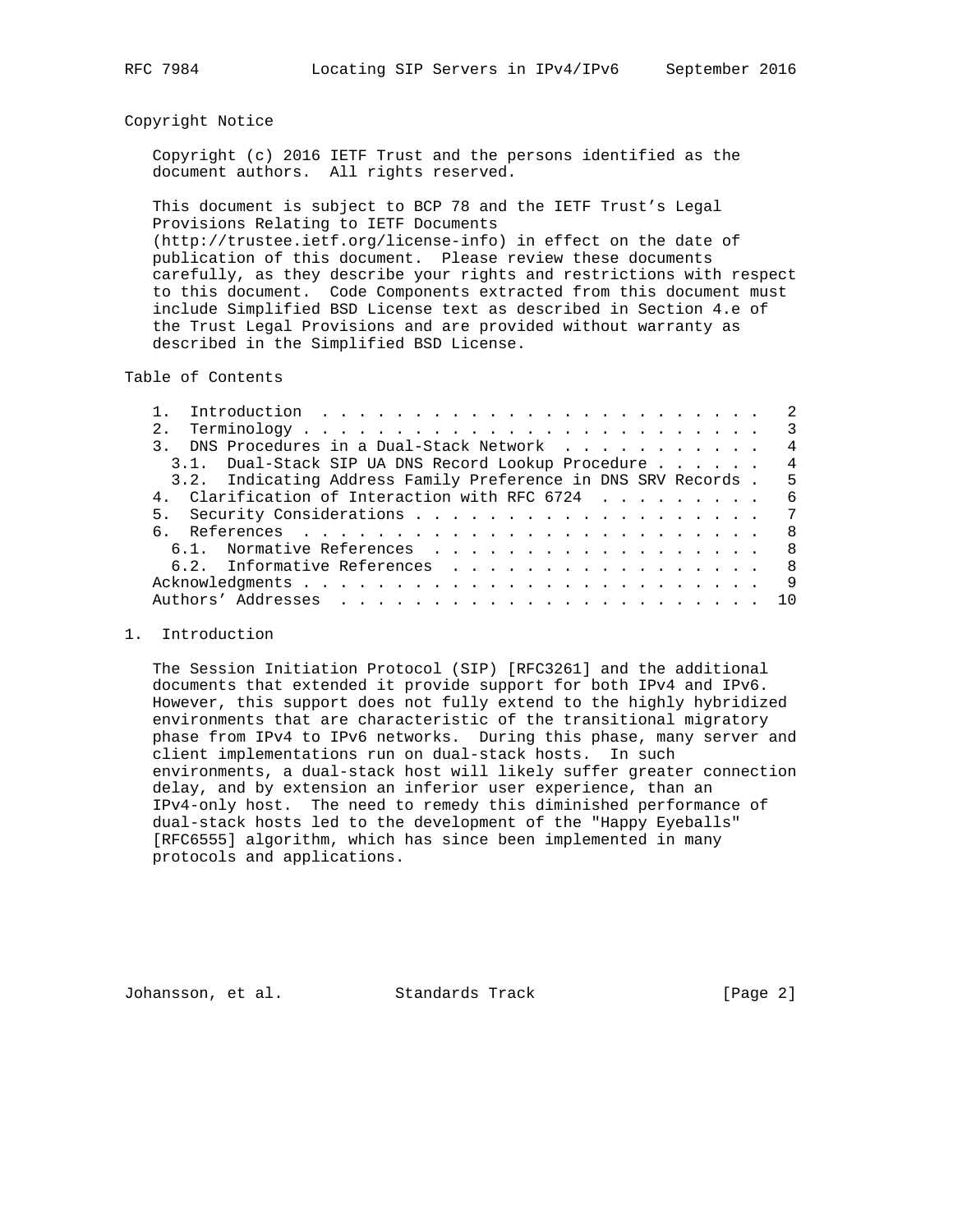## Copyright Notice

Copyright (c) 2016 IETF Trust and the persons identified as the document authors. All rights reserved.

This document is subject to BCP 78 and the IETF Trust's Legal Provisions Relating to IETF Documents (http://trustee.ietf.org/license-info) in effect on the date of publication of this document. Please review these documents carefully, as they describe your rights and restrictions with respect to this document. Code Components extracted from this document must include Simplified BSD License text as described in Section 4.e of the Trust Legal Provisions and are provided without warranty as described in the Simplified BSD License.

## Table of Contents

```
   1.  Introduction . . . . . . . . . . . . . . . . . . . . . . . .   2
   2.  Terminology . . . . . . . . . . . . . . . . . . . . . . . . .   3
   3.  DNS Procedures in a Dual-Stack Network  . . . . . . . . . . .   4
     3.1.  Dual-Stack SIP UA DNS Record Lookup Procedure . . . . . .   4
     3.2.  Indicating Address Family Preference in DNS SRV Records .   5
   4.  Clarification of Interaction with RFC 6724  . . . . . . . . .   6
   5.  Security Considerations . . . . . . . . . . . . . . . . . . .   7
   6.  References  . . . . . . . . . . . . . . . . . . . . . . . . .   8
     6.1.  Normative References  . . . . . . . . . . . . . . . . . .   8
     6.2.  Informative References  . . . . . . . . . . . . . . . . .   8
   Acknowledgments . . . . . . . . . . . . . . . . . . . . . . . . .   9
   Authors' Addresses  . . . . . . . . . . . . . . . . . . . . . . .  10
```

## 1. Introduction

The Session Initiation Protocol (SIP) [RFC3261] and the additional documents that extended it provide support for both IPv4 and IPv6. However, this support does not fully extend to the highly hybridized environments that are characteristic of the transitional migratory phase from IPv4 to IPv6 networks. During this phase, many server and client implementations run on dual-stack hosts. In such environments, a dual-stack host will likely suffer greater connection delay, and by extension an inferior user experience, than an IPv4-only host. The need to remedy this diminished performance of dual-stack hosts led to the development of the "Happy Eyeballs" [RFC6555] algorithm, which has since been implemented in many protocols and applications.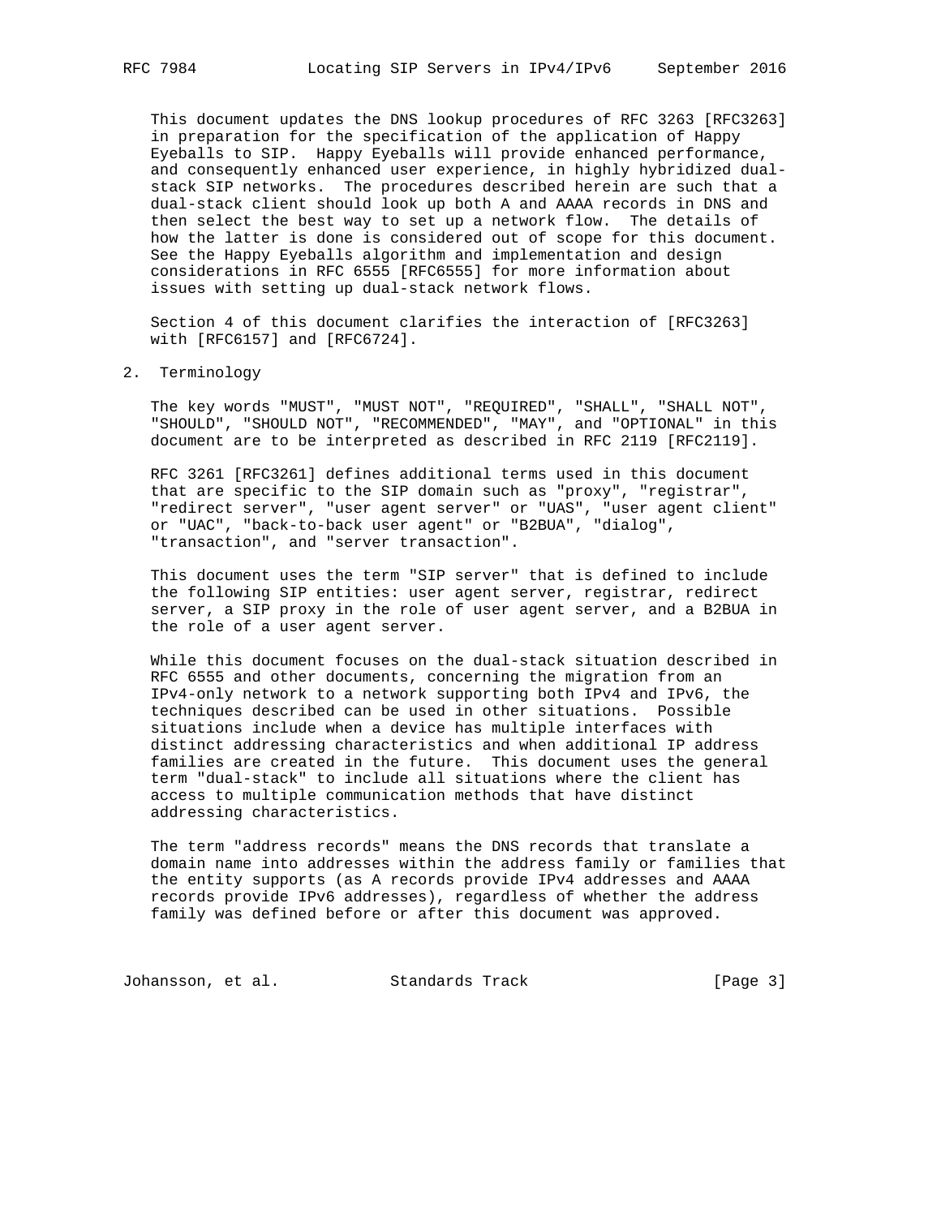This document updates the DNS lookup procedures of RFC 3263 [RFC3263] in preparation for the specification of the application of Happy Eyeballs to SIP. Happy Eyeballs will provide enhanced performance, and consequently enhanced user experience, in highly hybridized dual-stack SIP networks. The procedures described herein are such that a dual-stack client should look up both A and AAAA records in DNS and then select the best way to set up a network flow. The details of how the latter is done is considered out of scope for this document. See the Happy Eyeballs algorithm and implementation and design considerations in RFC 6555 [RFC6555] for more information about issues with setting up dual-stack network flows.

Section 4 of this document clarifies the interaction of [RFC3263] with [RFC6157] and [RFC6724].

## 2. Terminology

The key words "MUST", "MUST NOT", "REQUIRED", "SHALL", "SHALL NOT", "SHOULD", "SHOULD NOT", "RECOMMENDED", "MAY", and "OPTIONAL" in this document are to be interpreted as described in RFC 2119 [RFC2119].

RFC 3261 [RFC3261] defines additional terms used in this document that are specific to the SIP domain such as "proxy", "registrar", "redirect server", "user agent server" or "UAS", "user agent client" or "UAC", "back-to-back user agent" or "B2BUA", "dialog", "transaction", and "server transaction".

This document uses the term "SIP server" that is defined to include the following SIP entities: user agent server, registrar, redirect server, a SIP proxy in the role of user agent server, and a B2BUA in the role of a user agent server.

While this document focuses on the dual-stack situation described in RFC 6555 and other documents, concerning the migration from an IPv4-only network to a network supporting both IPv4 and IPv6, the techniques described can be used in other situations. Possible situations include when a device has multiple interfaces with distinct addressing characteristics and when additional IP address families are created in the future. This document uses the general term "dual-stack" to include all situations where the client has access to multiple communication methods that have distinct addressing characteristics.

The term "address records" means the DNS records that translate a domain name into addresses within the address family or families that the entity supports (as A records provide IPv4 addresses and AAAA records provide IPv6 addresses), regardless of whether the address family was defined before or after this document was approved.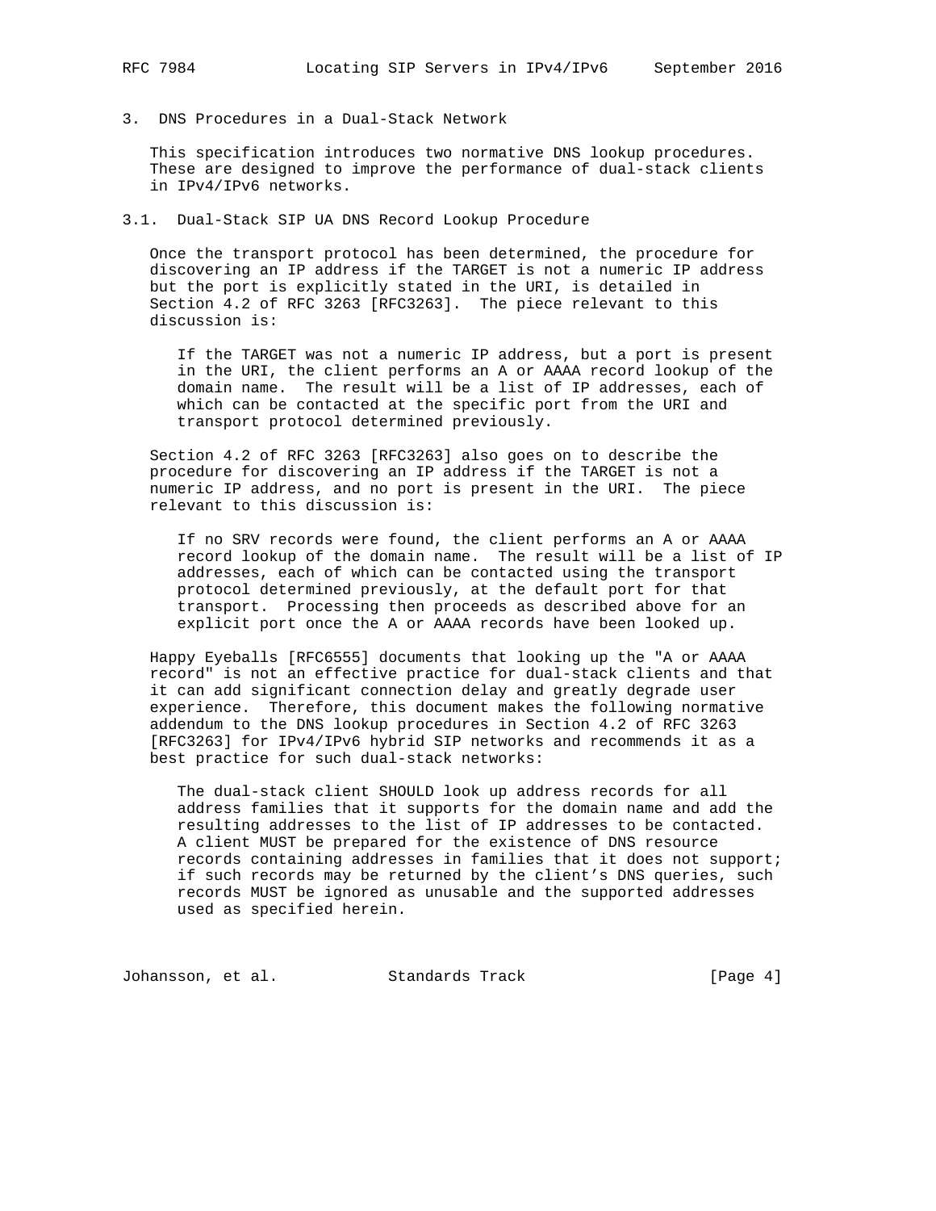## 3. DNS Procedures in a Dual-Stack Network

This specification introduces two normative DNS lookup procedures. These are designed to improve the performance of dual-stack clients in IPv4/IPv6 networks.

### 3.1. Dual-Stack SIP UA DNS Record Lookup Procedure

Once the transport protocol has been determined, the procedure for discovering an IP address if the TARGET is not a numeric IP address but the port is explicitly stated in the URI, is detailed in Section 4.2 of RFC 3263 [RFC3263]. The piece relevant to this discussion is:

> If the TARGET was not a numeric IP address, but a port is present in the URI, the client performs an A or AAAA record lookup of the domain name. The result will be a list of IP addresses, each of which can be contacted at the specific port from the URI and transport protocol determined previously.

Section 4.2 of RFC 3263 [RFC3263] also goes on to describe the procedure for discovering an IP address if the TARGET is not a numeric IP address, and no port is present in the URI. The piece relevant to this discussion is:

> If no SRV records were found, the client performs an A or AAAA record lookup of the domain name. The result will be a list of IP addresses, each of which can be contacted using the transport protocol determined previously, at the default port for that transport. Processing then proceeds as described above for an explicit port once the A or AAAA records have been looked up.

Happy Eyeballs [RFC6555] documents that looking up the "A or AAAA record" is not an effective practice for dual-stack clients and that it can add significant connection delay and greatly degrade user experience. Therefore, this document makes the following normative addendum to the DNS lookup procedures in Section 4.2 of RFC 3263 [RFC3263] for IPv4/IPv6 hybrid SIP networks and recommends it as a best practice for such dual-stack networks:

> The dual-stack client SHOULD look up address records for all address families that it supports for the domain name and add the resulting addresses to the list of IP addresses to be contacted. A client MUST be prepared for the existence of DNS resource records containing addresses in families that it does not support; if such records may be returned by the client's DNS queries, such records MUST be ignored as unusable and the supported addresses used as specified herein.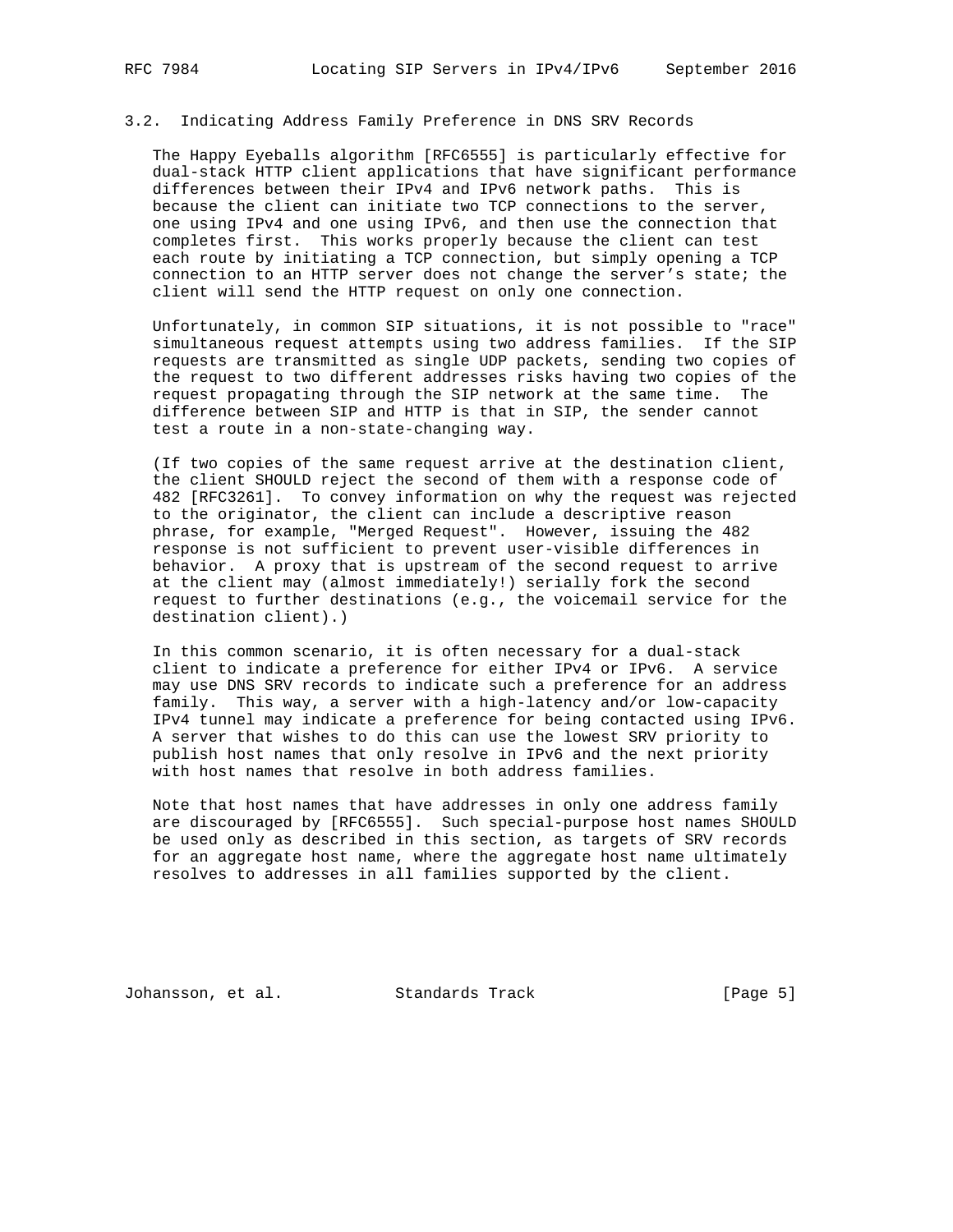### 3.2. Indicating Address Family Preference in DNS SRV Records

The Happy Eyeballs algorithm [RFC6555] is particularly effective for dual-stack HTTP client applications that have significant performance differences between their IPv4 and IPv6 network paths. This is because the client can initiate two TCP connections to the server, one using IPv4 and one using IPv6, and then use the connection that completes first. This works properly because the client can test each route by initiating a TCP connection, but simply opening a TCP connection to an HTTP server does not change the server's state; the client will send the HTTP request on only one connection.

Unfortunately, in common SIP situations, it is not possible to "race" simultaneous request attempts using two address families. If the SIP requests are transmitted as single UDP packets, sending two copies of the request to two different addresses risks having two copies of the request propagating through the SIP network at the same time. The difference between SIP and HTTP is that in SIP, the sender cannot test a route in a non-state-changing way.

(If two copies of the same request arrive at the destination client, the client SHOULD reject the second of them with a response code of 482 [RFC3261]. To convey information on why the request was rejected to the originator, the client can include a descriptive reason phrase, for example, "Merged Request". However, issuing the 482 response is not sufficient to prevent user-visible differences in behavior. A proxy that is upstream of the second request to arrive at the client may (almost immediately!) serially fork the second request to further destinations (e.g., the voicemail service for the destination client).)

In this common scenario, it is often necessary for a dual-stack client to indicate a preference for either IPv4 or IPv6. A service may use DNS SRV records to indicate such a preference for an address family. This way, a server with a high-latency and/or low-capacity IPv4 tunnel may indicate a preference for being contacted using IPv6. A server that wishes to do this can use the lowest SRV priority to publish host names that only resolve in IPv6 and the next priority with host names that resolve in both address families.

Note that host names that have addresses in only one address family are discouraged by [RFC6555]. Such special-purpose host names SHOULD be used only as described in this section, as targets of SRV records for an aggregate host name, where the aggregate host name ultimately resolves to addresses in all families supported by the client.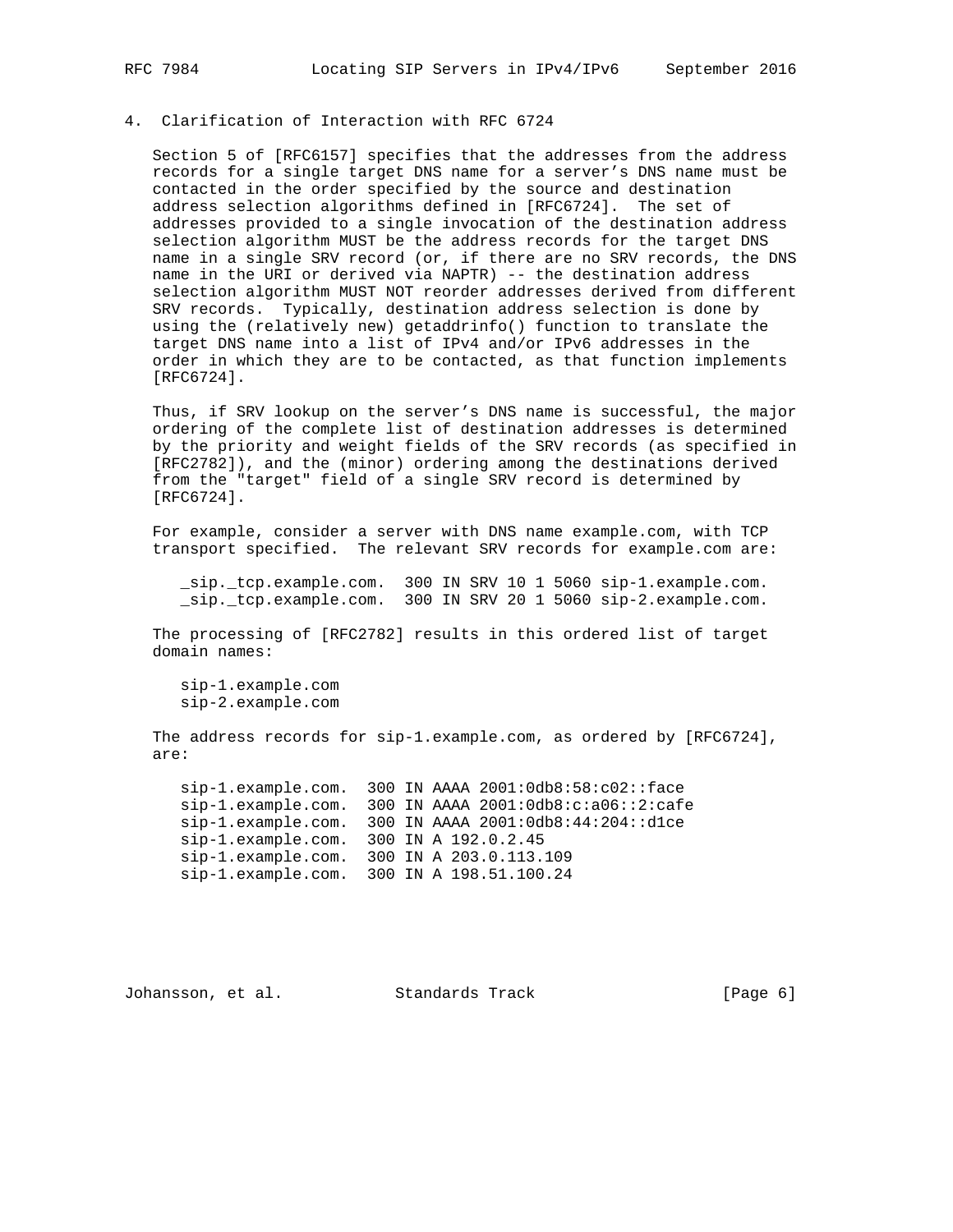## 4. Clarification of Interaction with RFC 6724

Section 5 of [RFC6157] specifies that the addresses from the address records for a single target DNS name for a server's DNS name must be contacted in the order specified by the source and destination address selection algorithms defined in [RFC6724]. The set of addresses provided to a single invocation of the destination address selection algorithm MUST be the address records for the target DNS name in a single SRV record (or, if there are no SRV records, the DNS name in the URI or derived via NAPTR) -- the destination address selection algorithm MUST NOT reorder addresses derived from different SRV records. Typically, destination address selection is done by using the (relatively new) getaddrinfo() function to translate the target DNS name into a list of IPv4 and/or IPv6 addresses in the order in which they are to be contacted, as that function implements [RFC6724].

Thus, if SRV lookup on the server's DNS name is successful, the major ordering of the complete list of destination addresses is determined by the priority and weight fields of the SRV records (as specified in [RFC2782]), and the (minor) ordering among the destinations derived from the "target" field of a single SRV record is determined by [RFC6724].

For example, consider a server with DNS name example.com, with TCP transport specified. The relevant SRV records for example.com are:

```
_sip._tcp.example.com.  300 IN SRV 10 1 5060 sip-1.example.com.
_sip._tcp.example.com.  300 IN SRV 20 1 5060 sip-2.example.com.
```

The processing of [RFC2782] results in this ordered list of target domain names:

```
sip-1.example.com
sip-2.example.com
```

The address records for sip-1.example.com, as ordered by [RFC6724], are:

```
sip-1.example.com.  300 IN AAAA 2001:0db8:58:c02::face
sip-1.example.com.  300 IN AAAA 2001:0db8:c:a06::2:cafe
sip-1.example.com.  300 IN AAAA 2001:0db8:44:204::d1ce
sip-1.example.com.  300 IN A 192.0.2.45
sip-1.example.com.  300 IN A 203.0.113.109
sip-1.example.com.  300 IN A 198.51.100.24
```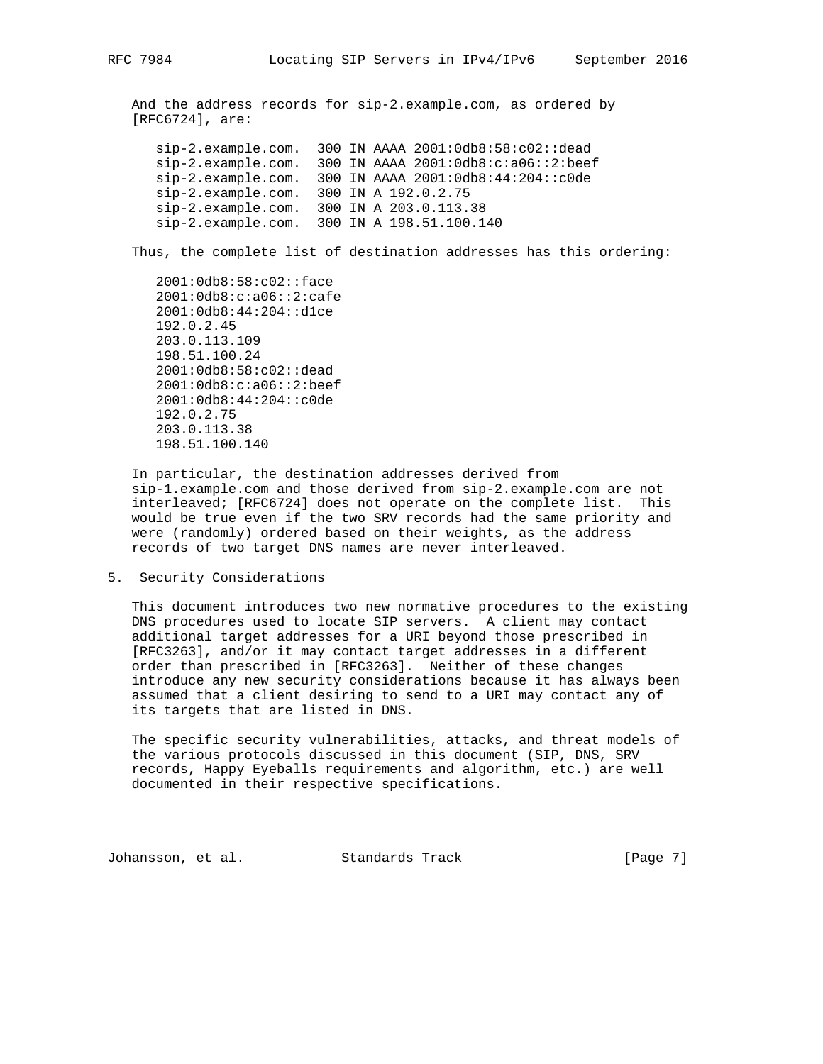And the address records for sip-2.example.com, as ordered by [RFC6724], are:

```
sip-2.example.com.  300 IN AAAA 2001:0db8:58:c02::dead
sip-2.example.com.  300 IN AAAA 2001:0db8:c:a06::2:beef
sip-2.example.com.  300 IN AAAA 2001:0db8:44:204::c0de
sip-2.example.com.  300 IN A 192.0.2.75
sip-2.example.com.  300 IN A 203.0.113.38
sip-2.example.com.  300 IN A 198.51.100.140
```

Thus, the complete list of destination addresses has this ordering:

```
2001:0db8:58:c02::face
2001:0db8:c:a06::2:cafe
2001:0db8:44:204::d1ce
192.0.2.45
203.0.113.109
198.51.100.24
2001:0db8:58:c02::dead
2001:0db8:c:a06::2:beef
2001:0db8:44:204::c0de
192.0.2.75
203.0.113.38
198.51.100.140
```

In particular, the destination addresses derived from sip-1.example.com and those derived from sip-2.example.com are not interleaved; [RFC6724] does not operate on the complete list. This would be true even if the two SRV records had the same priority and were (randomly) ordered based on their weights, as the address records of two target DNS names are never interleaved.

## 5. Security Considerations

This document introduces two new normative procedures to the existing DNS procedures used to locate SIP servers. A client may contact additional target addresses for a URI beyond those prescribed in [RFC3263], and/or it may contact target addresses in a different order than prescribed in [RFC3263]. Neither of these changes introduce any new security considerations because it has always been assumed that a client desiring to send to a URI may contact any of its targets that are listed in DNS.

The specific security vulnerabilities, attacks, and threat models of the various protocols discussed in this document (SIP, DNS, SRV records, Happy Eyeballs requirements and algorithm, etc.) are well documented in their respective specifications.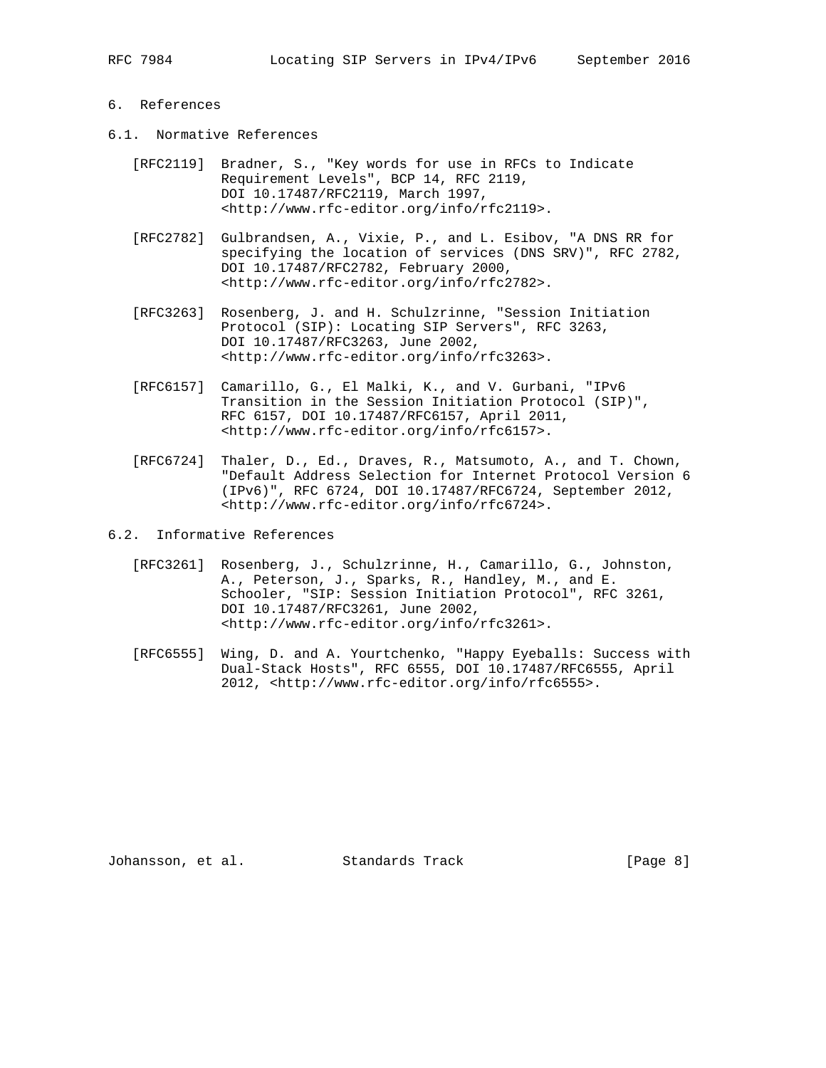# 6. References

## 6.1. Normative References

[RFC2119] Bradner, S., "Key words for use in RFCs to Indicate Requirement Levels", BCP 14, RFC 2119, DOI 10.17487/RFC2119, March 1997, <http://www.rfc-editor.org/info/rfc2119>.

[RFC2782] Gulbrandsen, A., Vixie, P., and L. Esibov, "A DNS RR for specifying the location of services (DNS SRV)", RFC 2782, DOI 10.17487/RFC2782, February 2000, <http://www.rfc-editor.org/info/rfc2782>.

[RFC3263] Rosenberg, J. and H. Schulzrinne, "Session Initiation Protocol (SIP): Locating SIP Servers", RFC 3263, DOI 10.17487/RFC3263, June 2002, <http://www.rfc-editor.org/info/rfc3263>.

[RFC6157] Camarillo, G., El Malki, K., and V. Gurbani, "IPv6 Transition in the Session Initiation Protocol (SIP)", RFC 6157, DOI 10.17487/RFC6157, April 2011, <http://www.rfc-editor.org/info/rfc6157>.

[RFC6724] Thaler, D., Ed., Draves, R., Matsumoto, A., and T. Chown, "Default Address Selection for Internet Protocol Version 6 (IPv6)", RFC 6724, DOI 10.17487/RFC6724, September 2012, <http://www.rfc-editor.org/info/rfc6724>.

## 6.2. Informative References

[RFC3261] Rosenberg, J., Schulzrinne, H., Camarillo, G., Johnston, A., Peterson, J., Sparks, R., Handley, M., and E. Schooler, "SIP: Session Initiation Protocol", RFC 3261, DOI 10.17487/RFC3261, June 2002, <http://www.rfc-editor.org/info/rfc3261>.

[RFC6555] Wing, D. and A. Yourtchenko, "Happy Eyeballs: Success with Dual-Stack Hosts", RFC 6555, DOI 10.17487/RFC6555, April 2012, <http://www.rfc-editor.org/info/rfc6555>.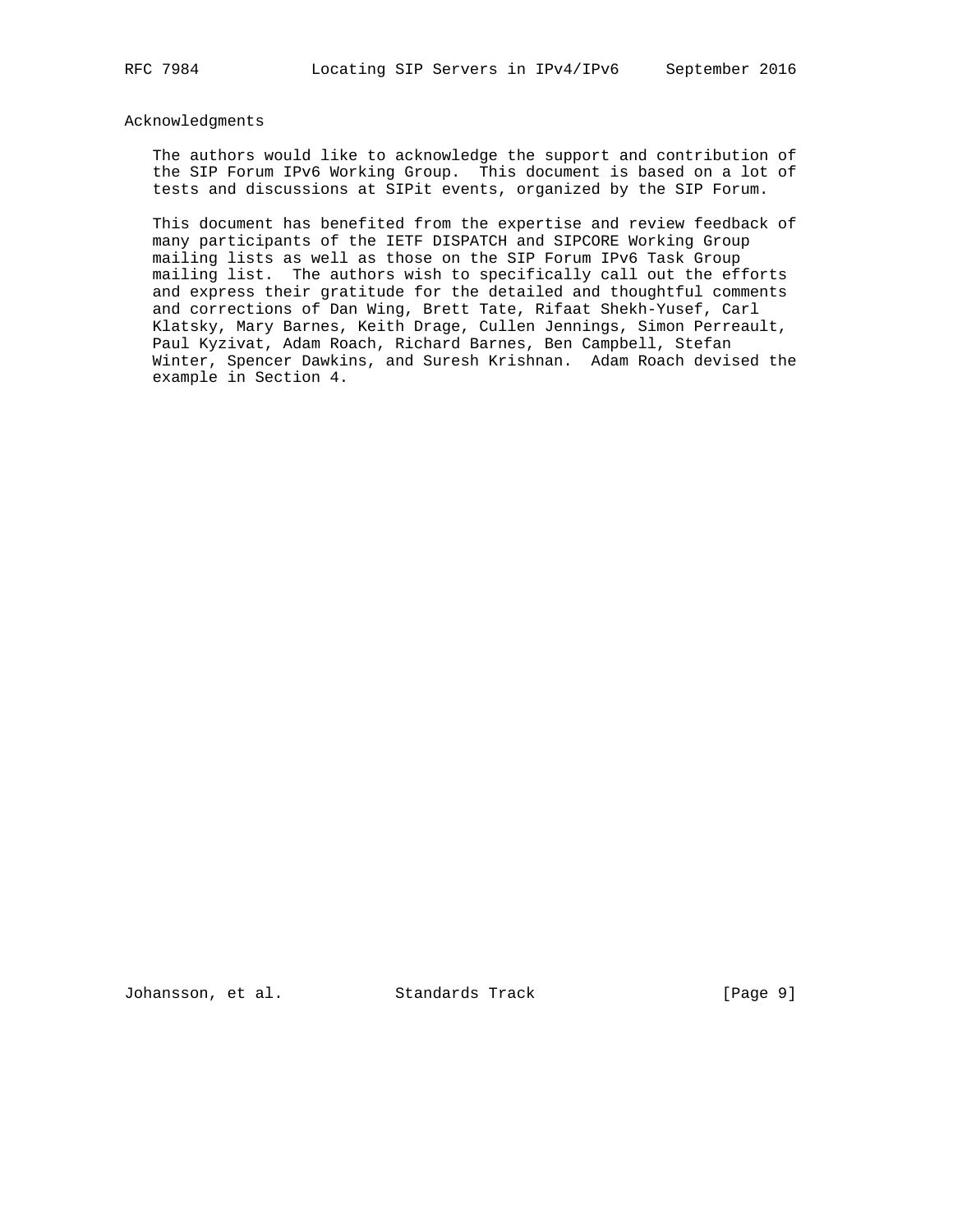## Acknowledgments

The authors would like to acknowledge the support and contribution of the SIP Forum IPv6 Working Group. This document is based on a lot of tests and discussions at SIPit events, organized by the SIP Forum.

This document has benefited from the expertise and review feedback of many participants of the IETF DISPATCH and SIPCORE Working Group mailing lists as well as those on the SIP Forum IPv6 Task Group mailing list. The authors wish to specifically call out the efforts and express their gratitude for the detailed and thoughtful comments and corrections of Dan Wing, Brett Tate, Rifaat Shekh-Yusef, Carl Klatsky, Mary Barnes, Keith Drage, Cullen Jennings, Simon Perreault, Paul Kyzivat, Adam Roach, Richard Barnes, Ben Campbell, Stefan Winter, Spencer Dawkins, and Suresh Krishnan. Adam Roach devised the example in Section 4.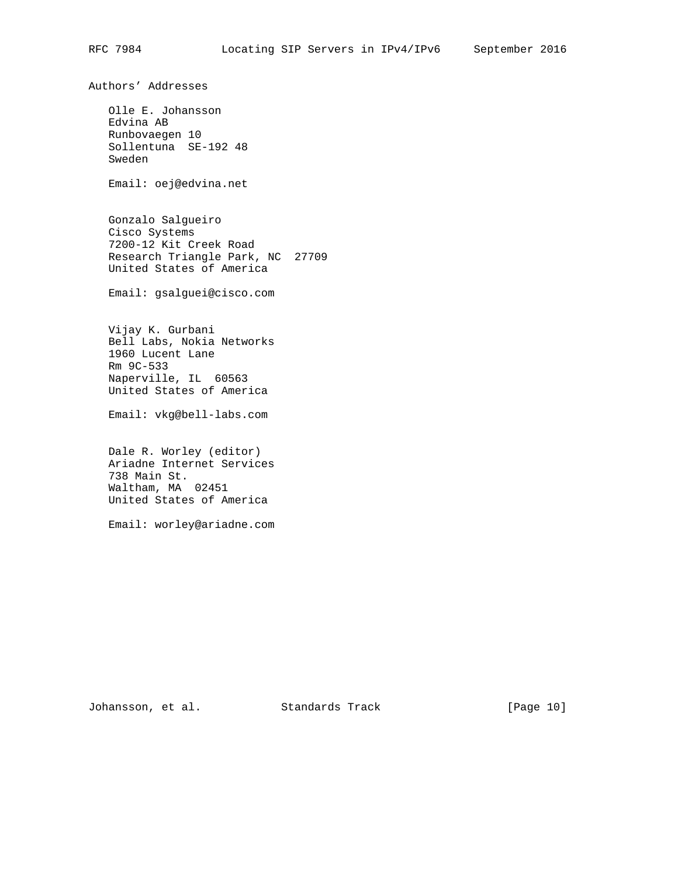# Authors' Addresses

Olle E. Johansson
Edvina AB
Runbovaegen 10
Sollentuna  SE-192 48
Sweden

Email: oej@edvina.net

Gonzalo Salgueiro
Cisco Systems
7200-12 Kit Creek Road
Research Triangle Park, NC  27709
United States of America

Email: gsalguei@cisco.com

Vijay K. Gurbani
Bell Labs, Nokia Networks
1960 Lucent Lane
Rm 9C-533
Naperville, IL  60563
United States of America

Email: vkg@bell-labs.com

Dale R. Worley (editor)
Ariadne Internet Services
738 Main St.
Waltham, MA  02451
United States of America

Email: worley@ariadne.com